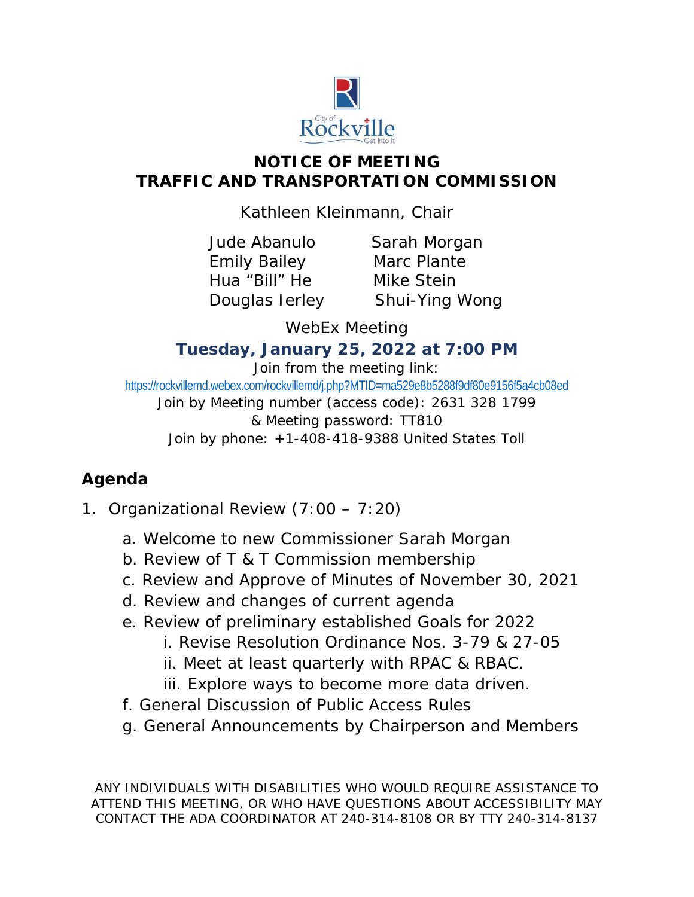# NOTICE OF MEETING
# TRAFFIC AND TRANSPORTATION COMMISSION

Kathleen Kleinmann, Chair

Jude Abanulo
Emily Bailey
Hua "Bill" He
Douglas Ierley
Sarah Morgan
Marc Plante
Mike Stein
Shui-Ying Wong

WebEx Meeting

**Tuesday, January 25, 2022 at 7:00 PM**

Join from the meeting link:
https://rockvillemd.webex.com/rockvillemd/j.php?MTID=ma529e8b5288f9df80e9156f5a4cb08ed

Join by Meeting number (access code): 2631 328 1799
& Meeting password: TT810

Join by phone: +1-408-418-9388 United States Toll

## Agenda

1. Organizational Review (7:00 – 7:20)
   a. Welcome to new Commissioner Sarah Morgan
   b. Review of T & T Commission membership
   c. Review and Approve of Minutes of November 30, 2021
   d. Review and changes of current agenda
   e. Review of preliminary established Goals for 2022
      i. Revise Resolution Ordinance Nos. 3-79 & 27-05
      ii. Meet at least quarterly with RPAC & RBAC.
      iii. Explore ways to become more data driven.
   f. General Discussion of Public Access Rules
   g. General Announcements by Chairperson and Members

ANY INDIVIDUALS WITH DISABILITIES WHO WOULD REQUIRE ASSISTANCE TO ATTEND THIS MEETING, OR WHO HAVE QUESTIONS ABOUT ACCESSIBILITY MAY CONTACT THE ADA COORDINATOR AT 240-314-8108 OR BY TTY 240-314-8137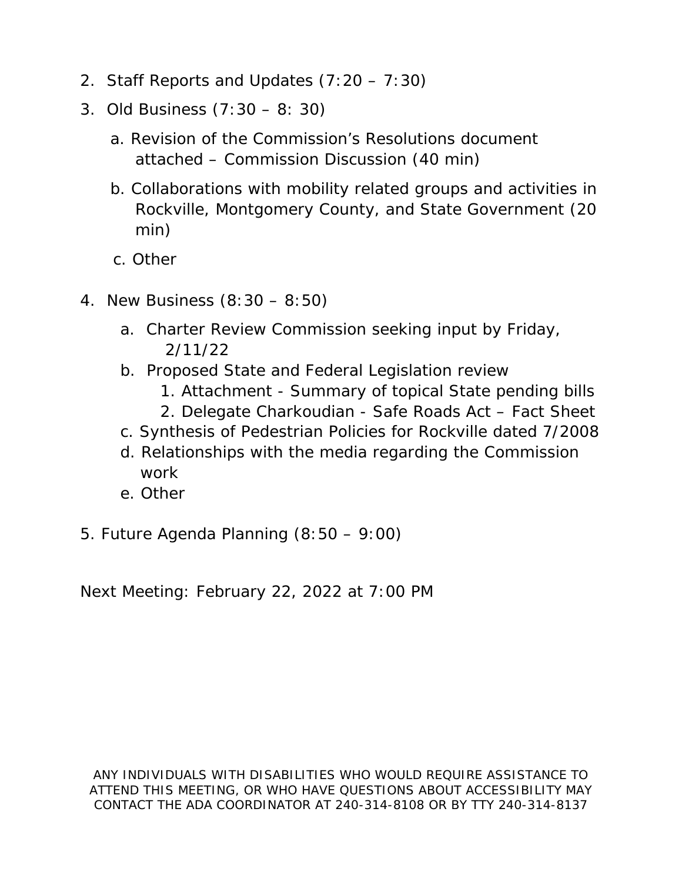2. Staff Reports and Updates (7:20 – 7:30)

3. Old Business (7:30 – 8: 30)

   a. Revision of the Commission's Resolutions document attached – Commission Discussion (40 min)

   b. Collaborations with mobility related groups and activities in Rockville, Montgomery County, and State Government (20 min)

   c. Other

4. New Business (8:30 – 8:50)

   a. Charter Review Commission seeking input by Friday, 2/11/22

   b. Proposed State and Federal Legislation review

      1. Attachment - Summary of topical State pending bills

      2. Delegate Charkoudian - Safe Roads Act – Fact Sheet

   c. Synthesis of Pedestrian Policies for Rockville dated 7/2008

   d. Relationships with the media regarding the Commission work

   e. Other

5. Future Agenda Planning (8:50 – 9:00)

Next Meeting: February 22, 2022 at 7:00 PM

ANY INDIVIDUALS WITH DISABILITIES WHO WOULD REQUIRE ASSISTANCE TO ATTEND THIS MEETING, OR WHO HAVE QUESTIONS ABOUT ACCESSIBILITY MAY CONTACT THE ADA COORDINATOR AT 240-314-8108 OR BY TTY 240-314-8137